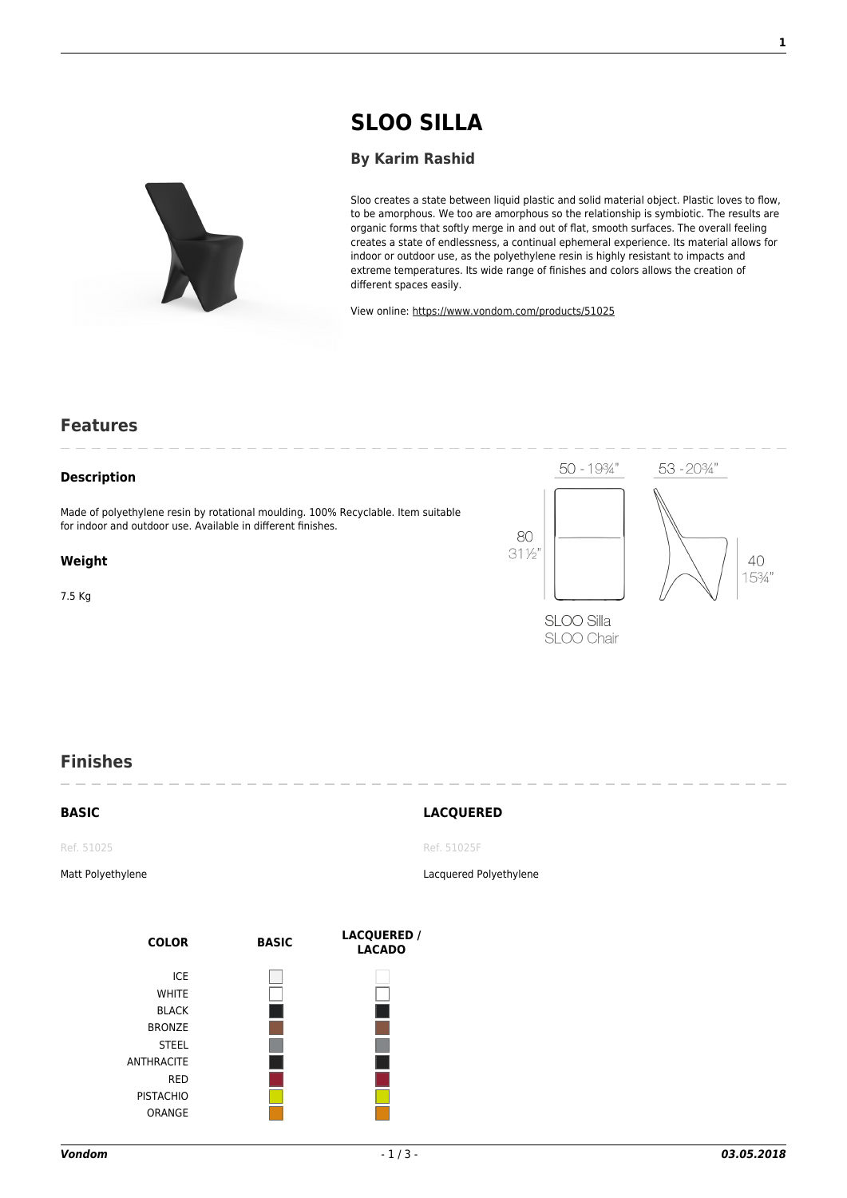# SLOO SILLA

### By Karim Rashid

Sloo creates a state between liquid plastic and solid material object. Plastic loves to flow, to be amorphous. We too are amorphous so the relationship is symbiotic. The results are organic forms that softly merge in and out of flat, smooth surfaces. The overall feeling creates a state of endlessness, a continual ephemeral experience. Its material allows for indoor or outdoor use, as the polyethylene resin is highly resistant to impacts and extreme temperatures. Its wide range of finishes and colors allows the creation of different spaces easily.

View online: https://www.vondom.com/products/51025

## Features

### Description

Made of polyethylene resin by rotational moulding. 100% Recyclable. Item suitable for indoor and outdoor use. Available in different finishes.

### Weight

7.5 Kg

50 - 19¾" 53 - 20¾" 80 31½" 40 15¾"

SLOO Silla
SLOO Chair

## Finishes

### BASIC

Ref. 51025

Matt Polyethylene

### LACQUERED

Ref. 51025F

Lacquered Polyethylene

| COLOR | BASIC | LACQUERED / LACADO |
|---|---|---|
| ICE | ■ | ■ |
| WHITE | ■ | ■ |
| BLACK | ■ | ■ |
| BRONZE | ■ | ■ |
| STEEL | ■ | ■ |
| ANTHRACITE | ■ | ■ |
| RED | ■ | ■ |
| PISTACHIO | ■ | ■ |
| ORANGE | ■ | ■ |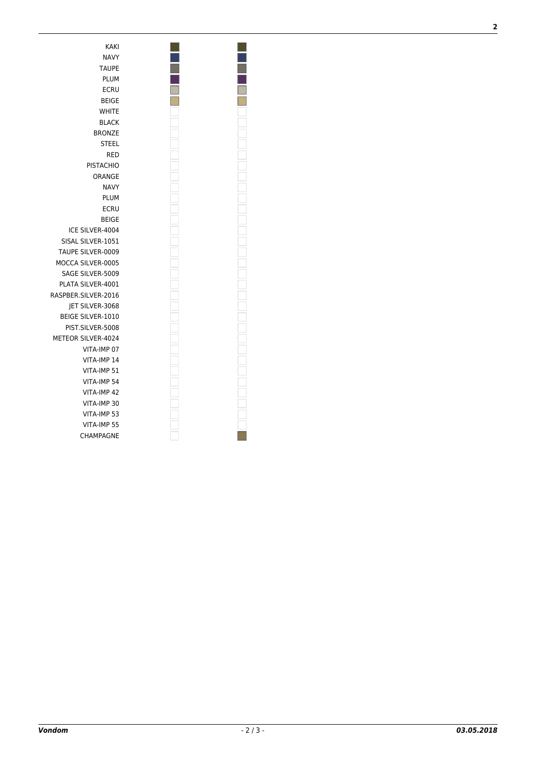| | | |
|---|---|---|
| KAKI | ■ | ■ |
| NAVY | ■ | ■ |
| TAUPE | ■ | ■ |
| PLUM | ■ | ■ |
| ECRU | ■ | ■ |
| BEIGE | ■ | ■ |
| WHITE | | |
| BLACK | | |
| BRONZE | | |
| STEEL | | |
| RED | | |
| PISTACHIO | | |
| ORANGE | | |
| NAVY | | |
| PLUM | | |
| ECRU | | |
| BEIGE | | |
| ICE SILVER-4004 | | |
| SISAL SILVER-1051 | | |
| TAUPE SILVER-0009 | | |
| MOCCA SILVER-0005 | | |
| SAGE SILVER-5009 | | |
| PLATA SILVER-4001 | | |
| RASPBER.SILVER-2016 | | |
| JET SILVER-3068 | | |
| BEIGE SILVER-1010 | | |
| PIST.SILVER-5008 | | |
| METEOR SILVER-4024 | | |
| VITA-IMP 07 | | |
| VITA-IMP 14 | | |
| VITA-IMP 51 | | |
| VITA-IMP 54 | | |
| VITA-IMP 42 | | |
| VITA-IMP 30 | | |
| VITA-IMP 53 | | |
| VITA-IMP 55 | | |
| CHAMPAGNE | | ■ |